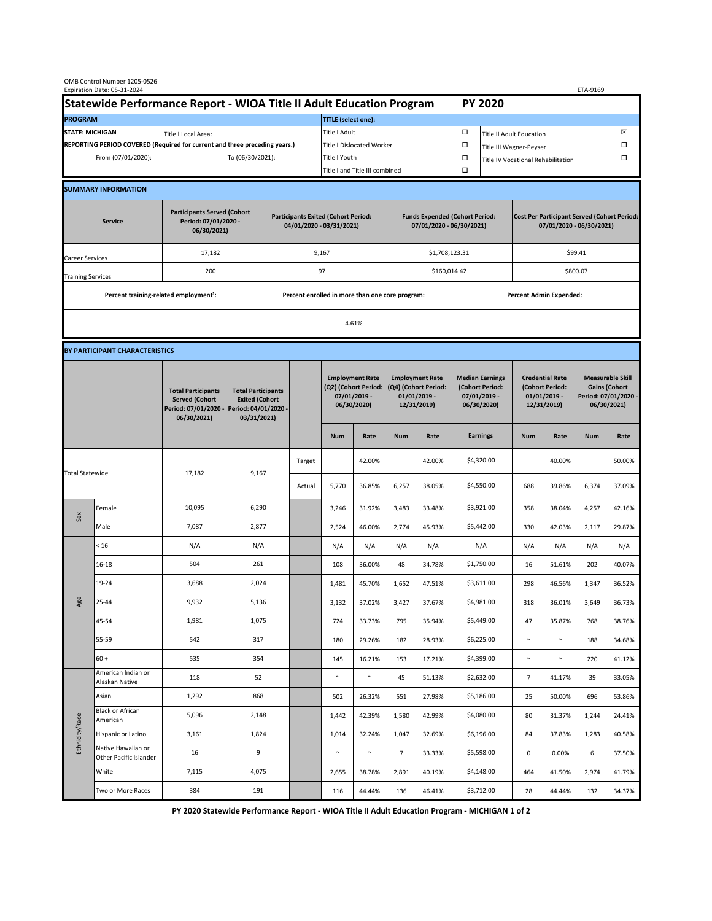OMB Control Number 1205-0526
Expiration Date: 05-31-2024

ETA-9169

# Statewide Performance Report - WIOA Title II Adult Education Program — PY 2020

| PROGRAM | | TITLE (select one): | | | |
|---|---|---|---|---|---|
| STATE: MICHIGAN | Title I Local Area: | Title I Adult | ☐ | Title II Adult Education | ☒ |
| REPORTING PERIOD COVERED (Required for current and three preceding years.) | | Title I Dislocated Worker | ☐ | Title III Wagner-Peyser | ☐ |
| From (07/01/2020): | To (06/30/2021): | Title I Youth | ☐ | Title IV Vocational Rehabilitation | ☐ |
| | | Title I and Title III combined | ☐ | | |

## SUMMARY INFORMATION

| Service | Participants Served (Cohort Period: 07/01/2020 - 06/30/2021) | Participants Exited (Cohort Period: 04/01/2020 - 03/31/2021) | Funds Expended (Cohort Period: 07/01/2020 - 06/30/2021) | Cost Per Participant Served (Cohort Period: 07/01/2020 - 06/30/2021) |
|---|---|---|---|---|
| Career Services | 17,182 | 9,167 | $1,708,123.31 | $99.41 |
| Training Services | 200 | 97 | $160,014.42 | $800.07 |

| Percent training-related employment[1]: | Percent enrolled in more than one core program: | Percent Admin Expended: |
|---|---|---|
| | 4.61% | |

## BY PARTICIPANT CHARACTERISTICS

| | | Total Participants Served (Cohort Period: 07/01/2020 - 06/30/2021) | Total Participants Exited (Cohort Period: 04/01/2020 - 03/31/2021) | | Employment Rate (Q2) (Cohort Period: 07/01/2019 - 06/30/2020) | | Employment Rate (Q4) (Cohort Period: 01/01/2019 - 12/31/2019) | | Median Earnings (Cohort Period: 07/01/2019 - 06/30/2020) | Credential Rate (Cohort Period: 01/01/2019 - 12/31/2019) | | Measurable Skill Gains (Cohort Period: 07/01/2020 - 06/30/2021) | |
|---|---|---|---|---|---|---|---|---|---|---|---|---|---|
| | | | | | Num | Rate | Num | Rate | Earnings | Num | Rate | Num | Rate |
| Total Statewide | | 17,182 | 9,167 | Target | | 42.00% | | 42.00% | $4,320.00 | | 40.00% | | 50.00% |
| | | | | Actual | 5,770 | 36.85% | 6,257 | 38.05% | $4,550.00 | 688 | 39.86% | 6,374 | 37.09% |
| Sex | Female | 10,095 | 6,290 | | 3,246 | 31.92% | 3,483 | 33.48% | $3,921.00 | 358 | 38.04% | 4,257 | 42.16% |
| | Male | 7,087 | 2,877 | | 2,524 | 46.00% | 2,774 | 45.93% | $5,442.00 | 330 | 42.03% | 2,117 | 29.87% |
| Age | < 16 | N/A | N/A | | N/A | N/A | N/A | N/A | N/A | N/A | N/A | N/A | N/A |
| | 16-18 | 504 | 261 | | 108 | 36.00% | 48 | 34.78% | $1,750.00 | 16 | 51.61% | 202 | 40.07% |
| | 19-24 | 3,688 | 2,024 | | 1,481 | 45.70% | 1,652 | 47.51% | $3,611.00 | 298 | 46.56% | 1,347 | 36.52% |
| | 25-44 | 9,932 | 5,136 | | 3,132 | 37.02% | 3,427 | 37.67% | $4,981.00 | 318 | 36.01% | 3,649 | 36.73% |
| | 45-54 | 1,981 | 1,075 | | 724 | 33.73% | 795 | 35.94% | $5,449.00 | 47 | 35.87% | 768 | 38.76% |
| | 55-59 | 542 | 317 | | 180 | 29.26% | 182 | 28.93% | $6,225.00 | ~ | ~ | 188 | 34.68% |
| | 60 + | 535 | 354 | | 145 | 16.21% | 153 | 17.21% | $4,399.00 | ~ | ~ | 220 | 41.12% |
| Ethnicity/Race | American Indian or Alaskan Native | 118 | 52 | | ~ | ~ | 45 | 51.13% | $2,632.00 | 7 | 41.17% | 39 | 33.05% |
| | Asian | 1,292 | 868 | | 502 | 26.32% | 551 | 27.98% | $5,186.00 | 25 | 50.00% | 696 | 53.86% |
| | Black or African American | 5,096 | 2,148 | | 1,442 | 42.39% | 1,580 | 42.99% | $4,080.00 | 80 | 31.37% | 1,244 | 24.41% |
| | Hispanic or Latino | 3,161 | 1,824 | | 1,014 | 32.24% | 1,047 | 32.69% | $6,196.00 | 84 | 37.83% | 1,283 | 40.58% |
| | Native Hawaiian or Other Pacific Islander | 16 | 9 | | ~ | ~ | 7 | 33.33% | $5,598.00 | 0 | 0.00% | 6 | 37.50% |
| | White | 7,115 | 4,075 | | 2,655 | 38.78% | 2,891 | 40.19% | $4,148.00 | 464 | 41.50% | 2,974 | 41.79% |
| | Two or More Races | 384 | 191 | | 116 | 44.44% | 136 | 46.41% | $3,712.00 | 28 | 44.44% | 132 | 34.37% |

PY 2020 Statewide Performance Report - WIOA Title II Adult Education Program - MICHIGAN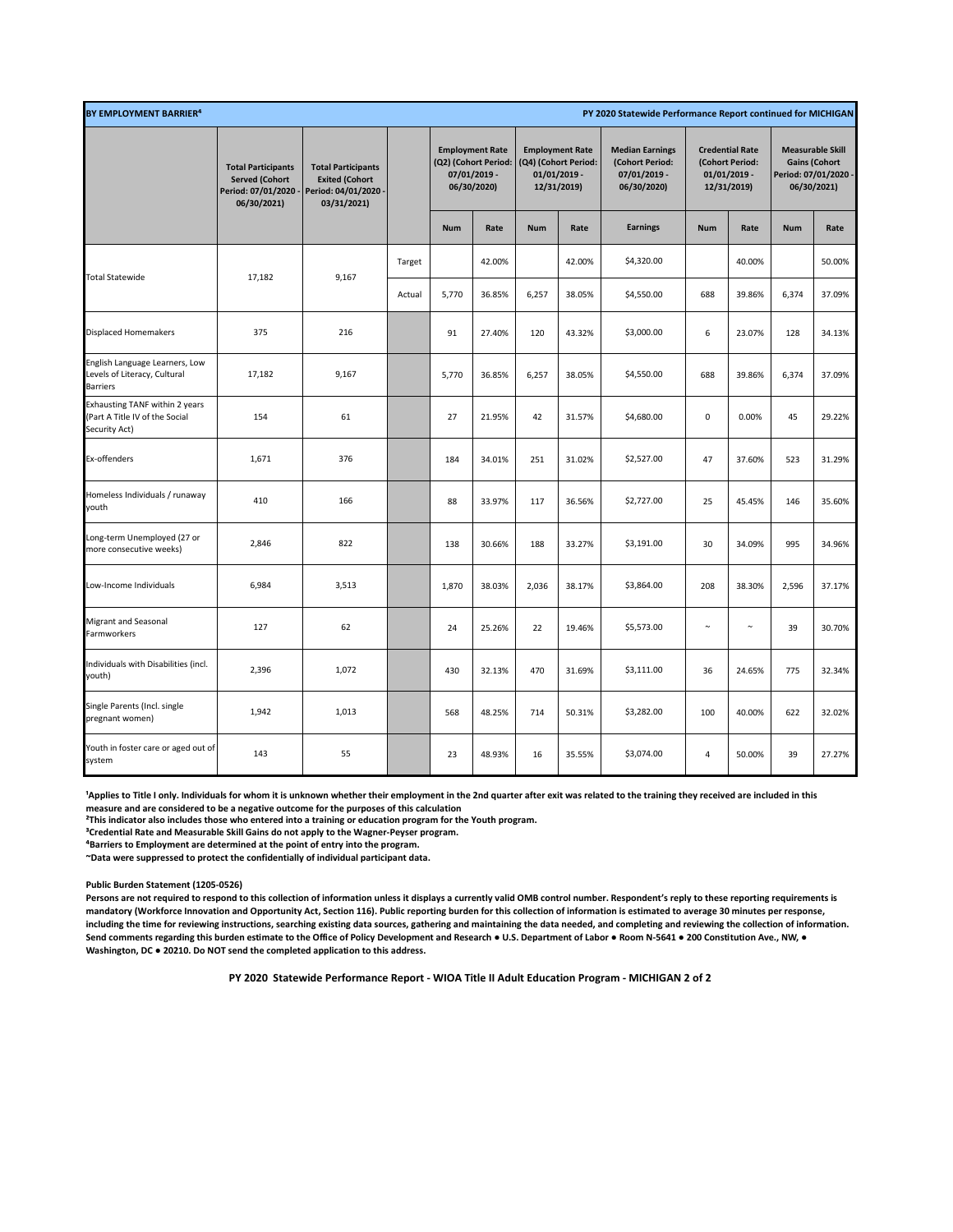| BY EMPLOYMENT BARRIER[4] | | | | | | | | | | | | |
|---|---|---|---|---|---|---|---|---|---|---|---|---|
| | Total Participants Served (Cohort Period: 07/01/2020 - 06/30/2021) | Total Participants Exited (Cohort Period: 04/01/2020 - 03/31/2021) | | Employment Rate (Q2) (Cohort Period: 07/01/2019 - 06/30/2020) | | Employment Rate (Q4) (Cohort Period: 01/01/2019 - 12/31/2019) | | Median Earnings (Cohort Period: 07/01/2019 - 06/30/2020) | Credential Rate (Cohort Period: 01/01/2019 - 12/31/2019) | | Measurable Skill Gains (Cohort Period: 07/01/2020 - 06/30/2021) | |
| | | | | Num | Rate | Num | Rate | Earnings | Num | Rate | Num | Rate |
| Total Statewide | 17,182 | 9,167 | Target | | 42.00% | | 42.00% | $4,320.00 | | 40.00% | | 50.00% |
| | | | Actual | 5,770 | 36.85% | 6,257 | 38.05% | $4,550.00 | 688 | 39.86% | 6,374 | 37.09% |
| Displaced Homemakers | 375 | 216 | | 91 | 27.40% | 120 | 43.32% | $3,000.00 | 6 | 23.07% | 128 | 34.13% |
| English Language Learners, Low Levels of Literacy, Cultural Barriers | 17,182 | 9,167 | | 5,770 | 36.85% | 6,257 | 38.05% | $4,550.00 | 688 | 39.86% | 6,374 | 37.09% |
| Exhausting TANF within 2 years (Part A Title IV of the Social Security Act) | 154 | 61 | | 27 | 21.95% | 42 | 31.57% | $4,680.00 | 0 | 0.00% | 45 | 29.22% |
| Ex-offenders | 1,671 | 376 | | 184 | 34.01% | 251 | 31.02% | $2,527.00 | 47 | 37.60% | 523 | 31.29% |
| Homeless Individuals / runaway youth | 410 | 166 | | 88 | 33.97% | 117 | 36.56% | $2,727.00 | 25 | 45.45% | 146 | 35.60% |
| Long-term Unemployed (27 or more consecutive weeks) | 2,846 | 822 | | 138 | 30.66% | 188 | 33.27% | $3,191.00 | 30 | 34.09% | 995 | 34.96% |
| Low-Income Individuals | 6,984 | 3,513 | | 1,870 | 38.03% | 2,036 | 38.17% | $3,864.00 | 208 | 38.30% | 2,596 | 37.17% |
| Migrant and Seasonal Farmworkers | 127 | 62 | | 24 | 25.26% | 22 | 19.46% | $5,573.00 | ~ | ~ | 39 | 30.70% |
| Individuals with Disabilities (incl. youth) | 2,396 | 1,072 | | 430 | 32.13% | 470 | 31.69% | $3,111.00 | 36 | 24.65% | 775 | 32.34% |
| Single Parents (Incl. single pregnant women) | 1,942 | 1,013 | | 568 | 48.25% | 714 | 50.31% | $3,282.00 | 100 | 40.00% | 622 | 32.02% |
| Youth in foster care or aged out of system | 143 | 55 | | 23 | 48.93% | 16 | 35.55% | $3,074.00 | 4 | 50.00% | 39 | 27.27% |

**[1]Applies to Title I only. Individuals for whom it is unknown whether their employment in the 2nd quarter after exit was related to the training they received are included in this measure and are considered to be a negative outcome for the purposes of this calculation**

**[2]This indicator also includes those who entered into a training or education program for the Youth program.**

**[3]Credential Rate and Measurable Skill Gains do not apply to the Wagner-Peyser program.**

**[4]Barriers to Employment are determined at the point of entry into the program.**

**~Data were suppressed to protect the confidentially of individual participant data.**

**Public Burden Statement (1205-0526)**

**Persons are not required to respond to this collection of information unless it displays a currently valid OMB control number. Respondent's reply to these reporting requirements is mandatory (Workforce Innovation and Opportunity Act, Section 116). Public reporting burden for this collection of information is estimated to average 30 minutes per response, including the time for reviewing instructions, searching existing data sources, gathering and maintaining the data needed, and completing and reviewing the collection of information. Send comments regarding this burden estimate to the Office of Policy Development and Research ● U.S. Department of Labor ● Room N-5641 ● 200 Constitution Ave., NW, ● Washington, DC ● 20210. Do NOT send the completed application to this address.**